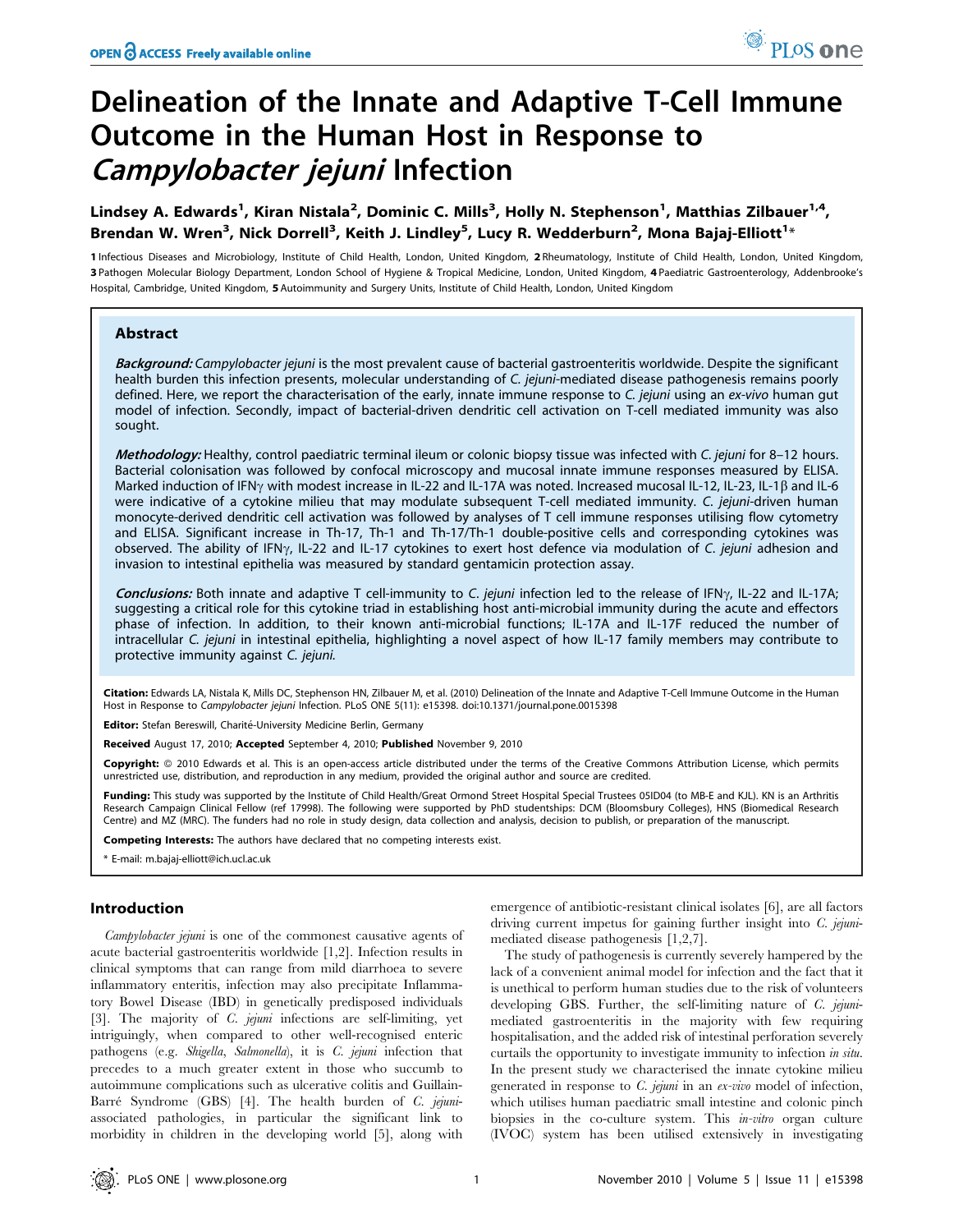# Delineation of the Innate and Adaptive T-Cell Immune Outcome in the Human Host in Response to *Campylobacter jejuni* Infection

**Lindsey A. Edwards[1], Kiran Nistala[2], Dominic C. Mills[3], Holly N. Stephenson[1], Matthias Zilbauer[1,4], Brendan W. Wren[3], Nick Dorrell[3], Keith J. Lindley[5], Lucy R. Wedderburn[2], Mona Bajaj-Elliott[1]***

1 Infectious Diseases and Microbiology, Institute of Child Health, London, United Kingdom, 2 Rheumatology, Institute of Child Health, London, United Kingdom, 3 Pathogen Molecular Biology Department, London School of Hygiene & Tropical Medicine, London, United Kingdom, 4 Paediatric Gastroenterology, Addenbrooke's Hospital, Cambridge, United Kingdom, 5 Autoimmunity and Surgery Units, Institute of Child Health, London, United Kingdom

## Abstract

***Background:*** *Campylobacter jejuni* is the most prevalent cause of bacterial gastroenteritis worldwide. Despite the significant health burden this infection presents, molecular understanding of *C. jejuni*-mediated disease pathogenesis remains poorly defined. Here, we report the characterisation of the early, innate immune response to *C. jejuni* using an *ex-vivo* human gut model of infection. Secondly, impact of bacterial-driven dendritic cell activation on T-cell mediated immunity was also sought.

***Methodology:*** Healthy, control paediatric terminal ileum or colonic biopsy tissue was infected with *C. jejuni* for 8–12 hours. Bacterial colonisation was followed by confocal microscopy and mucosal innate immune responses measured by ELISA. Marked induction of IFNγ with modest increase in IL-22 and IL-17A was noted. Increased mucosal IL-12, IL-23, IL-1β and IL-6 were indicative of a cytokine milieu that may modulate subsequent T-cell mediated immunity. *C. jejuni*-driven human monocyte-derived dendritic cell activation was followed by analyses of T cell immune responses utilising flow cytometry and ELISA. Significant increase in Th-17, Th-1 and Th-17/Th-1 double-positive cells and corresponding cytokines was observed. The ability of IFNγ, IL-22 and IL-17 cytokines to exert host defence via modulation of *C. jejuni* adhesion and invasion to intestinal epithelia was measured by standard gentamicin protection assay.

***Conclusions:*** Both innate and adaptive T cell-immunity to *C. jejuni* infection led to the release of IFNγ, IL-22 and IL-17A; suggesting a critical role for this cytokine triad in establishing host anti-microbial immunity during the acute and effectors phase of infection. In addition, to their known anti-microbial functions; IL-17A and IL-17F reduced the number of intracellular *C. jejuni* in intestinal epithelia, highlighting a novel aspect of how IL-17 family members may contribute to protective immunity against *C. jejuni*.

**Citation:** Edwards LA, Nistala K, Mills DC, Stephenson HN, Zilbauer M, et al. (2010) Delineation of the Innate and Adaptive T-Cell Immune Outcome in the Human Host in Response to *Campylobacter jejuni* Infection. PLoS ONE 5(11): e15398. doi:10.1371/journal.pone.0015398

**Editor:** Stefan Bereswill, Charité-University Medicine Berlin, Germany

**Received** August 17, 2010; **Accepted** September 4, 2010; **Published** November 9, 2010

**Copyright:** © 2010 Edwards et al. This is an open-access article distributed under the terms of the Creative Commons Attribution License, which permits unrestricted use, distribution, and reproduction in any medium, provided the original author and source are credited.

**Funding:** This study was supported by the Institute of Child Health/Great Ormond Street Hospital Special Trustees 05ID04 (to MB-E and KJL). KN is an Arthritis Research Campaign Clinical Fellow (ref 17998). The following were supported by PhD studentships: DCM (Bloomsbury Colleges), HNS (Biomedical Research Centre) and MZ (MRC). The funders had no role in study design, data collection and analysis, decision to publish, or preparation of the manuscript.

**Competing Interests:** The authors have declared that no competing interests exist.

* E-mail: m.bajaj-elliott@ich.ucl.ac.uk

## Introduction

*Campylobacter jejuni* is one of the commonest causative agents of acute bacterial gastroenteritis worldwide [1,2]. Infection results in clinical symptoms that can range from mild diarrhoea to severe inflammatory enteritis, infection may also precipitate Inflammatory Bowel Disease (IBD) in genetically predisposed individuals [3]. The majority of *C. jejuni* infections are self-limiting, yet intriguingly, when compared to other well-recognised enteric pathogens (e.g. *Shigella*, *Salmonella*), it is *C. jejuni* infection that precedes to a much greater extent in those who succumb to autoimmune complications such as ulcerative colitis and Guillain-Barré Syndrome (GBS) [4]. The health burden of *C. jejuni*-associated pathologies, in particular the significant link to morbidity in children in the developing world [5], along with emergence of antibiotic-resistant clinical isolates [6], are all factors driving current impetus for gaining further insight into *C. jejuni*-mediated disease pathogenesis [1,2,7].

The study of pathogenesis is currently severely hampered by the lack of a convenient animal model for infection and the fact that it is unethical to perform human studies due to the risk of volunteers developing GBS. Further, the self-limiting nature of *C. jejuni*-mediated gastroenteritis in the majority with few requiring hospitalisation, and the added risk of intestinal perforation severely curtails the opportunity to investigate immunity to infection *in situ*. In the present study we characterised the innate cytokine milieu generated in response to *C. jejuni* in an *ex-vivo* model of infection, which utilises human paediatric small intestine and colonic pinch biopsies in the co-culture system. This *in-vitro* organ culture (IVOC) system has been utilised extensively in investigating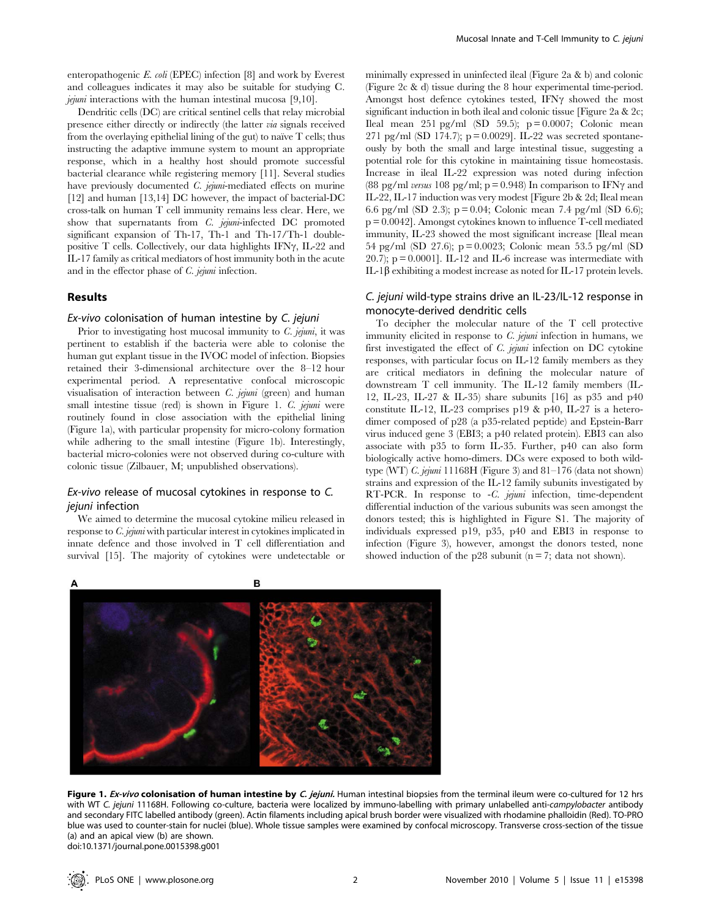enteropathogenic *E. coli* (EPEC) infection [8] and work by Everest and colleagues indicates it may also be suitable for studying C. *jejuni* interactions with the human intestinal mucosa [9,10].

Dendritic cells (DC) are critical sentinel cells that relay microbial presence either directly or indirectly (the latter *via* signals received from the overlaying epithelial lining of the gut) to naïve T cells; thus instructing the adaptive immune system to mount an appropriate response, which in a healthy host should promote successful bacterial clearance while registering memory [11]. Several studies have previously documented *C. jejuni*-mediated effects on murine [12] and human [13,14] DC however, the impact of bacterial-DC cross-talk on human T cell immunity remains less clear. Here, we show that supernatants from *C. jejuni*-infected DC promoted significant expansion of Th-17, Th-1 and Th-17/Th-1 double-positive T cells. Collectively, our data highlights IFNγ, IL-22 and IL-17 family as critical mediators of host immunity both in the acute and in the effector phase of *C. jejuni* infection.

## Results

### *Ex-vivo* colonisation of human intestine by *C. jejuni*

Prior to investigating host mucosal immunity to *C. jejuni*, it was pertinent to establish if the bacteria were able to colonise the human gut explant tissue in the IVOC model of infection. Biopsies retained their 3-dimensional architecture over the 8–12 hour experimental period. A representative confocal microscopic visualisation of interaction between *C. jejuni* (green) and human small intestine tissue (red) is shown in Figure 1. *C. jejuni* were routinely found in close association with the epithelial lining (Figure 1a), with particular propensity for micro-colony formation while adhering to the small intestine (Figure 1b). Interestingly, bacterial micro-colonies were not observed during co-culture with colonic tissue (Zilbauer, M; unpublished observations).

### *Ex-vivo* release of mucosal cytokines in response to *C. jejuni* infection

We aimed to determine the mucosal cytokine milieu released in response to *C. jejuni* with particular interest in cytokines implicated in innate defence and those involved in T cell differentiation and survival [15]. The majority of cytokines were undetectable or minimally expressed in uninfected ileal (Figure 2a & b) and colonic (Figure 2c & d) tissue during the 8 hour experimental time-period. Amongst host defence cytokines tested, IFNγ showed the most significant induction in both ileal and colonic tissue [Figure 2a & 2c; Ileal mean 251 pg/ml (SD 59.5); p = 0.0007; Colonic mean 271 pg/ml (SD 174.7); p = 0.0029]. IL-22 was secreted spontaneously by both the small and large intestinal tissue, suggesting a potential role for this cytokine in maintaining tissue homeostasis. Increase in ileal IL-22 expression was noted during infection (88 pg/ml *versus* 108 pg/ml; p = 0.948) In comparison to IFNγ and IL-22, IL-17 induction was very modest [Figure 2b & 2d; Ileal mean 6.6 pg/ml (SD 2.3); p = 0.04; Colonic mean 7.4 pg/ml (SD 6.6); p = 0.0042]. Amongst cytokines known to influence T-cell mediated immunity, IL-23 showed the most significant increase [Ileal mean 54 pg/ml (SD 27.6); p = 0.0023; Colonic mean 53.5 pg/ml (SD 20.7); p = 0.0001]. IL-12 and IL-6 increase was intermediate with IL-1β exhibiting a modest increase as noted for IL-17 protein levels.

### *C. jejuni* wild-type strains drive an IL-23/IL-12 response in monocyte-derived dendritic cells

To decipher the molecular nature of the T cell protective immunity elicited in response to *C. jejuni* infection in humans, we first investigated the effect of *C. jejuni* infection on DC cytokine responses, with particular focus on IL-12 family members as they are critical mediators in defining the molecular nature of downstream T cell immunity. The IL-12 family members (IL-12, IL-23, IL-27 & IL-35) share subunits [16] as p35 and p40 constitute IL-12, IL-23 comprises p19 & p40, IL-27 is a heterodimer composed of p28 (a p35-related peptide) and Epstein-Barr virus induced gene 3 (EBI3; a p40 related protein). EBI3 can also associate with p35 to form IL-35. Further, p40 can also form biologically active homo-dimers. DCs were exposed to both wild-type (WT) *C. jejuni* 11168H (Figure 3) and 81–176 (data not shown) strains and expression of the IL-12 family subunits investigated by RT-PCR. In response to -*C. jejuni* infection, time-dependent differential induction of the various subunits was seen amongst the donors tested; this is highlighted in Figure S1. The majority of individuals expressed p19, p35, p40 and EBI3 in response to infection (Figure 3), however, amongst the donors tested, none showed induction of the p28 subunit (n = 7; data not shown).

**Figure 1. *Ex-vivo* colonisation of human intestine by *C. jejuni*.** Human intestinal biopsies from the terminal ileum were co-cultured for 12 hrs with WT *C. jejuni* 11168H. Following co-culture, bacteria were localized by immuno-labelling with primary unlabelled anti-*campylobacter* antibody and secondary FITC labelled antibody (green). Actin filaments including apical brush border were visualized with rhodamine phalloidin (Red). TO-PRO blue was used to counter-stain for nuclei (blue). Whole tissue samples were examined by confocal microscopy. Transverse cross-section of the tissue (a) and an apical view (b) are shown.
doi:10.1371/journal.pone.0015398.g001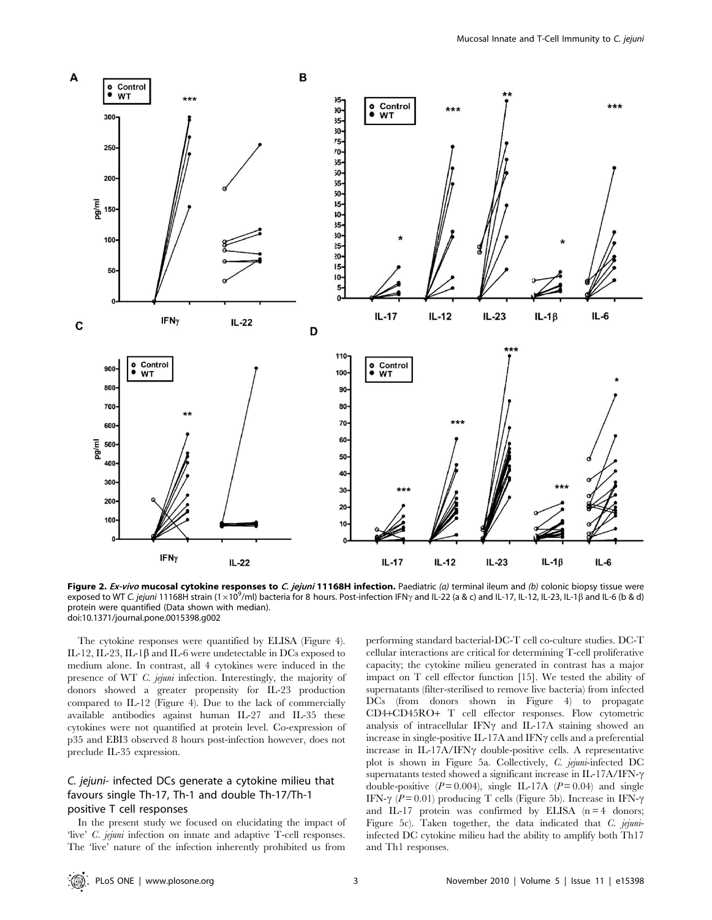**Figure 2. *Ex-vivo* mucosal cytokine responses to *C. jejuni* 11168H infection.** Paediatric *(a)* terminal ileum and *(b)* colonic biopsy tissue were exposed to WT *C. jejuni* 11168H strain ($1\times10^{9}$/ml) bacteria for 8 hours. Post-infection IFNγ and IL-22 (a & c) and IL-17, IL-12, IL-23, IL-1β and IL-6 (b & d) protein were quantified (Data shown with median).
doi:10.1371/journal.pone.0015398.g002

The cytokine responses were quantified by ELISA (Figure 4). IL-12, IL-23, IL-1β and IL-6 were undetectable in DCs exposed to medium alone. In contrast, all 4 cytokines were induced in the presence of WT *C. jejuni* infection. Interestingly, the majority of donors showed a greater propensity for IL-23 production compared to IL-12 (Figure 4). Due to the lack of commercially available antibodies against human IL-27 and IL-35 these cytokines were not quantified at protein level. Co-expression of p35 and EBI3 observed 8 hours post-infection however, does not preclude IL-35 expression.

## *C. jejuni*- infected DCs generate a cytokine milieu that favours single Th-17, Th-1 and double Th-17/Th-1 positive T cell responses

In the present study we focused on elucidating the impact of 'live' *C. jejuni* infection on innate and adaptive T-cell responses. The 'live' nature of the infection inherently prohibited us from performing standard bacterial-DC-T cell co-culture studies. DC-T cellular interactions are critical for determining T-cell proliferative capacity; the cytokine milieu generated in contrast has a major impact on T cell effector function [15]. We tested the ability of infected supernatants (filter-sterilised to remove live bacteria) from infected DCs (from donors shown in Figure 4) to propagate CD4+CD45RO+ T cell effector responses. Flow cytometric analysis of intracellular IFNγ and IL-17A staining showed an increase in single-positive IL-17A and IFNγ cells and a preferential increase in IL-17A/IFNγ double-positive cells. A representative plot is shown in Figure 5a. Collectively, *C. jejuni*-infected DC supernatants tested showed a significant increase in IL-17A/IFN-γ double-positive ($P = 0.004$), single IL-17A ($P = 0.04$) and single IFN-γ ($P = 0.01$) producing T cells (Figure 5b). Increase in IFN-γ and IL-17 protein was confirmed by ELISA ($n = 4$ donors; Figure 5c). Taken together, the data indicated that *C. jejuni*-infected DC cytokine milieu had the ability to amplify both Th17 and Th1 responses.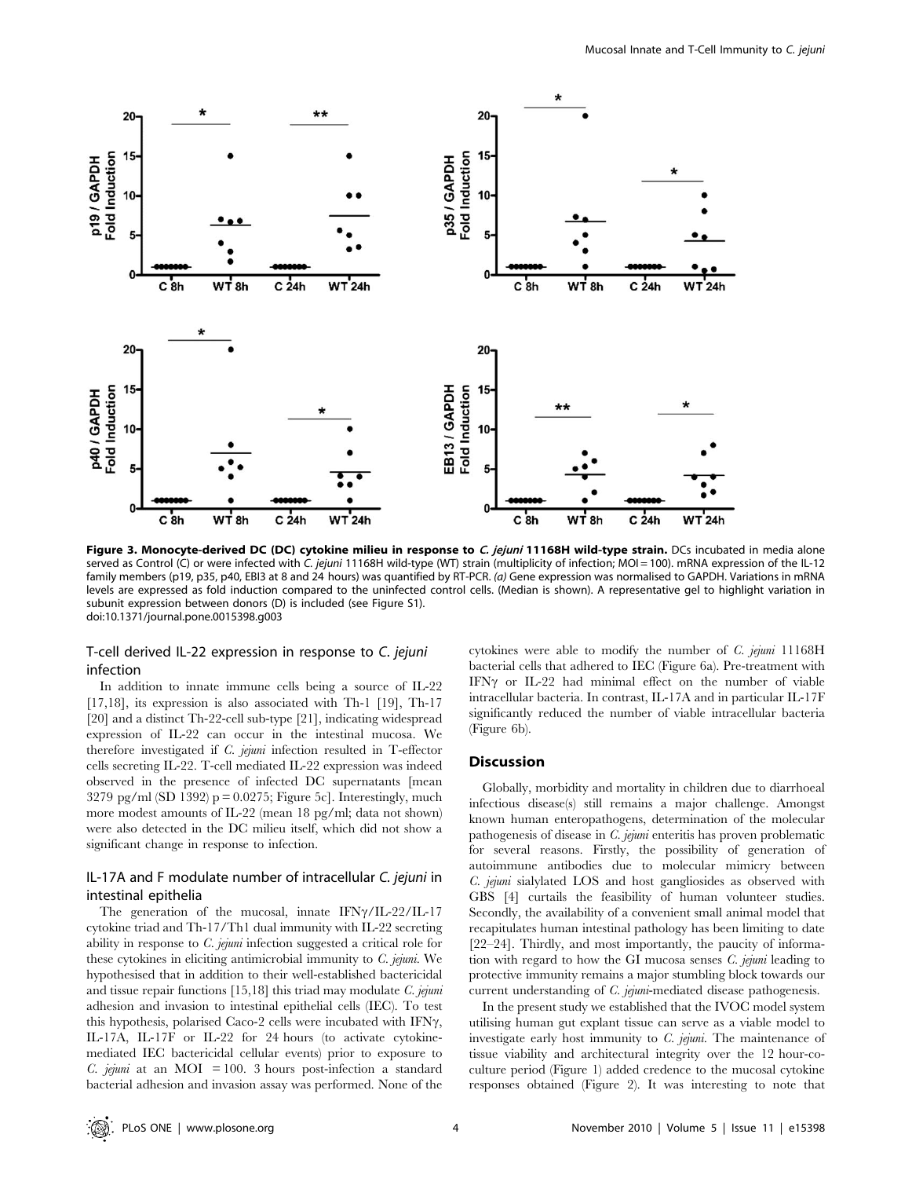**Figure 3. Monocyte-derived DC (DC) cytokine milieu in response to *C. jejuni* 11168H wild-type strain.** DCs incubated in media alone served as Control (C) or were infected with *C. jejuni* 11168H wild-type (WT) strain (multiplicity of infection; MOI = 100). mRNA expression of the IL-12 family members (p19, p35, p40, EBI3 at 8 and 24 hours) was quantified by RT-PCR. *(a)* Gene expression was normalised to GAPDH. Variations in mRNA levels are expressed as fold induction compared to the uninfected control cells. (Median is shown). A representative gel to highlight variation in subunit expression between donors (D) is included (see Figure S1).
doi:10.1371/journal.pone.0015398.g003

### T-cell derived IL-22 expression in response to *C. jejuni* infection

In addition to innate immune cells being a source of IL-22 [17,18], its expression is also associated with Th-1 [19], Th-17 [20] and a distinct Th-22-cell sub-type [21], indicating widespread expression of IL-22 can occur in the intestinal mucosa. We therefore investigated if *C. jejuni* infection resulted in T-effector cells secreting IL-22. T-cell mediated IL-22 expression was indeed observed in the presence of infected DC supernatants [mean 3279 pg/ml (SD 1392) $p = 0.0275$; Figure 5c]. Interestingly, much more modest amounts of IL-22 (mean 18 pg/ml; data not shown) were also detected in the DC milieu itself, which did not show a significant change in response to infection.

### IL-17A and F modulate number of intracellular *C. jejuni* in intestinal epithelia

The generation of the mucosal, innate IFNγ/IL-22/IL-17 cytokine triad and Th-17/Th1 dual immunity with IL-22 secreting ability in response to *C. jejuni* infection suggested a critical role for these cytokines in eliciting antimicrobial immunity to *C. jejuni*. We hypothesised that in addition to their well-established bactericidal and tissue repair functions [15,18] this triad may modulate *C. jejuni* adhesion and invasion to intestinal epithelial cells (IEC). To test this hypothesis, polarised Caco-2 cells were incubated with IFNγ, IL-17A, IL-17F or IL-22 for 24 hours (to activate cytokine-mediated IEC bactericidal cellular events) prior to exposure to *C. jejuni* at an MOI = 100. 3 hours post-infection a standard bacterial adhesion and invasion assay was performed. None of the cytokines were able to modify the number of *C. jejuni* 11168H bacterial cells that adhered to IEC (Figure 6a). Pre-treatment with IFNγ or IL-22 had minimal effect on the number of viable intracellular bacteria. In contrast, IL-17A and in particular IL-17F significantly reduced the number of viable intracellular bacteria (Figure 6b).

## Discussion

Globally, morbidity and mortality in children due to diarrhoeal infectious disease(s) still remains a major challenge. Amongst known human enteropathogens, determination of the molecular pathogenesis of disease in *C. jejuni* enteritis has proven problematic for several reasons. Firstly, the possibility of generation of autoimmune antibodies due to molecular mimicry between *C. jejuni* sialylated LOS and host gangliosides as observed with GBS [4] curtails the feasibility of human volunteer studies. Secondly, the availability of a convenient small animal model that recapitulates human intestinal pathology has been limiting to date [22–24]. Thirdly, and most importantly, the paucity of information with regard to how the GI mucosa senses *C. jejuni* leading to protective immunity remains a major stumbling block towards our current understanding of *C. jejuni*-mediated disease pathogenesis.

In the present study we established that the IVOC model system utilising human gut explant tissue can serve as a viable model to investigate early host immunity to *C. jejuni*. The maintenance of tissue viability and architectural integrity over the 12 hour-co-culture period (Figure 1) added credence to the mucosal cytokine responses obtained (Figure 2). It was interesting to note that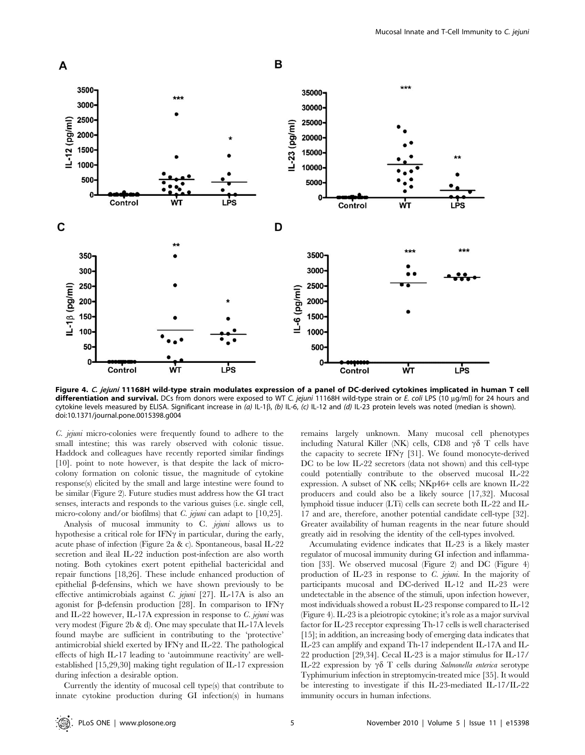**Figure 4. *C. jejuni* 11168H wild-type strain modulates expression of a panel of DC-derived cytokines implicated in human T cell differentiation and survival.** DCs from donors were exposed to WT *C. jejuni* 11168H wild-type strain or *E. coli* LPS (10 µg/ml) for 24 hours and cytokine levels measured by ELISA. Significant increase in *(a)* IL-1β, *(b)* IL-6, *(c)* IL-12 and *(d)* IL-23 protein levels was noted (median is shown).
doi:10.1371/journal.pone.0015398.g004

*C. jejuni* micro-colonies were frequently found to adhere to the small intestine; this was rarely observed with colonic tissue. Haddock and colleagues have recently reported similar findings [10]. point to note however, is that despite the lack of micro-colony formation on colonic tissue, the magnitude of cytokine response(s) elicited by the small and large intestine were found to be similar (Figure 2). Future studies must address how the GI tract senses, interacts and responds to the various guises (i.e. single cell, micro-colony and/or biofilms) that *C. jejuni* can adapt to [10,25].

Analysis of mucosal immunity to C. *jejuni* allows us to hypothesise a critical role for IFNγ in particular, during the early, acute phase of infection (Figure 2a & c). Spontaneous, basal IL-22 secretion and ileal IL-22 induction post-infection are also worth noting. Both cytokines exert potent epithelial bactericidal and repair functions [18,26]. These include enhanced production of epithelial β-defensins, which we have shown previously to be effective antimicrobials against *C. jejuni* [27]. IL-17A is also an agonist for β-defensin production [28]. In comparison to IFNγ and IL-22 however, IL-17A expression in response to *C. jejuni* was very modest (Figure 2b & d). One may speculate that IL-17A levels found maybe are sufficient in contributing to the 'protective' antimicrobial shield exerted by IFNγ and IL-22. The pathological effects of high IL-17 leading to 'autoimmune reactivity' are well-established [15,29,30] making tight regulation of IL-17 expression during infection a desirable option.

Currently the identity of mucosal cell type(s) that contribute to innate cytokine production during GI infection(s) in humans remains largely unknown. Many mucosal cell phenotypes including Natural Killer (NK) cells, CD8 and γδ T cells have the capacity to secrete IFNγ [31]. We found monocyte-derived DC to be low IL-22 secretors (data not shown) and this cell-type could potentially contribute to the observed mucosal IL-22 expression. A subset of NK cells; NKp46+ cells are known IL-22 producers and could also be a likely source [17,32]. Mucosal lymphoid tissue inducer (LTi) cells can secrete both IL-22 and IL-17 and are, therefore, another potential candidate cell-type [32]. Greater availability of human reagents in the near future should greatly aid in resolving the identity of the cell-types involved.

Accumulating evidence indicates that IL-23 is a likely master regulator of mucosal immunity during GI infection and inflammation [33]. We observed mucosal (Figure 2) and DC (Figure 4) production of IL-23 in response to *C. jejuni*. In the majority of participants mucosal and DC-derived IL-12 and IL-23 were undetectable in the absence of the stimuli, upon infection however, most individuals showed a robust IL-23 response compared to IL-12 (Figure 4). IL-23 is a pleiotropic cytokine; it's role as a major survival factor for IL-23 receptor expressing Th-17 cells is well characterised [15]; in addition, an increasing body of emerging data indicates that IL-23 can amplify and expand Th-17 independent IL-17A and IL-22 production [29,34]. Cecal IL-23 is a major stimulus for IL-17/IL-22 expression by γδ T cells during *Salmonella enterica* serotype Typhimurium infection in streptomycin-treated mice [35]. It would be interesting to investigate if this IL-23-mediated IL-17/IL-22 immunity occurs in human infections.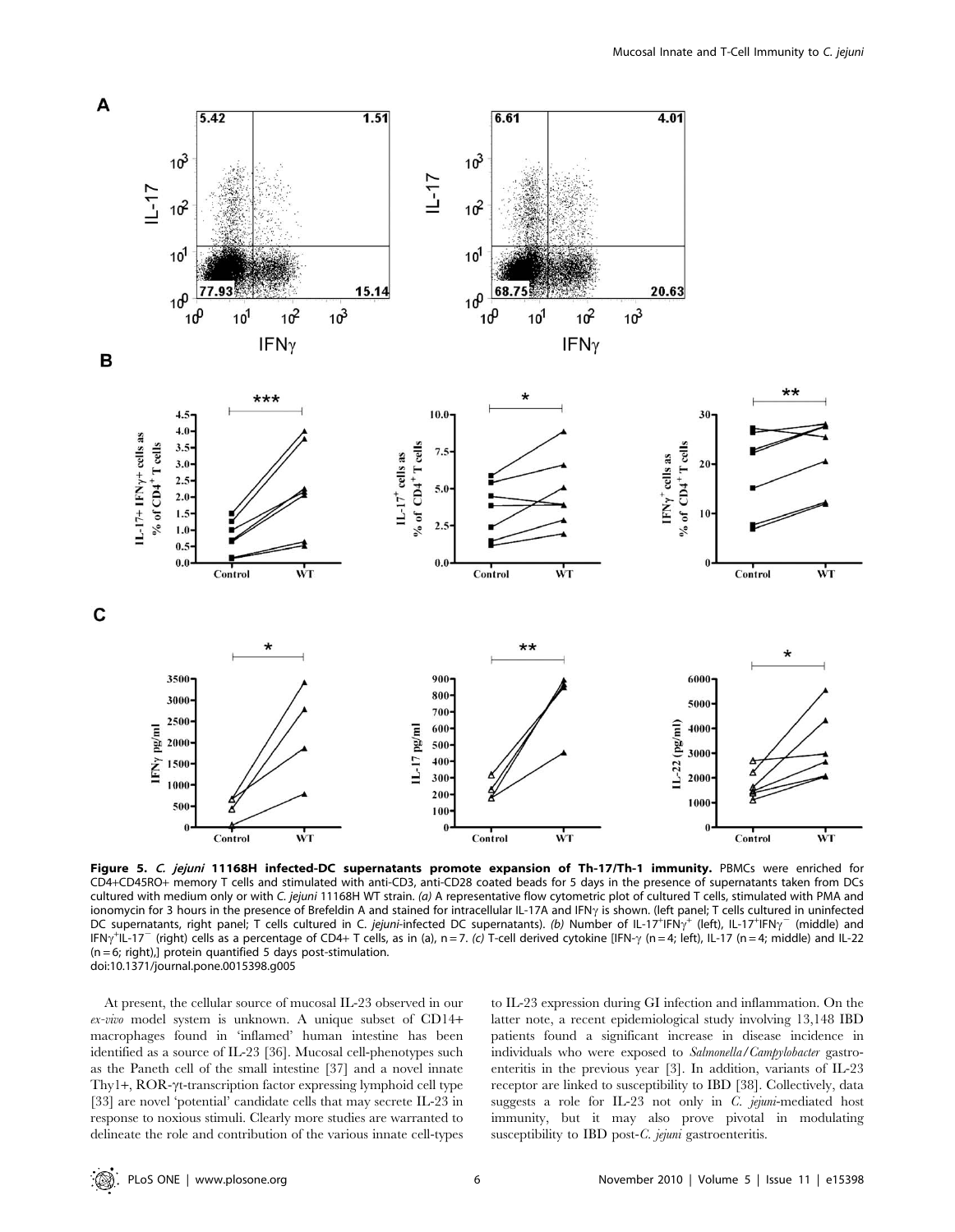**Figure 5. *C. jejuni* 11168H infected-DC supernatants promote expansion of Th-17/Th-1 immunity.** PBMCs were enriched for CD4+CD45RO+ memory T cells and stimulated with anti-CD3, anti-CD28 coated beads for 5 days in the presence of supernatants taken from DCs cultured with medium only or with *C. jejuni* 11168H WT strain. *(a)* A representative flow cytometric plot of cultured T cells, stimulated with PMA and ionomycin for 3 hours in the presence of Brefeldin A and stained for intracellular IL-17A and IFNγ is shown. (left panel; T cells cultured in uninfected DC supernatants, right panel; T cells cultured in C. *jejuni*-infected DC supernatants). *(b)* Number of IL-17$^{+}$IFNγ$^{+}$ (left), IL-17$^{+}$IFNγ$^{-}$ (middle) and IFNγ$^{+}$IL-17$^{-}$ (right) cells as a percentage of CD4+ T cells, as in (a), n = 7. *(c)* T-cell derived cytokine [IFN-γ (n = 4; left), IL-17 (n = 4; middle) and IL-22 (n = 6; right),] protein quantified 5 days post-stimulation.
doi:10.1371/journal.pone.0015398.g005

At present, the cellular source of mucosal IL-23 observed in our *ex-vivo* model system is unknown. A unique subset of CD14+ macrophages found in 'inflamed' human intestine has been identified as a source of IL-23 [36]. Mucosal cell-phenotypes such as the Paneth cell of the small intestine [37] and a novel innate Thy1+, ROR-γt-transcription factor expressing lymphoid cell type [33] are novel 'potential' candidate cells that may secrete IL-23 in response to noxious stimuli. Clearly more studies are warranted to delineate the role and contribution of the various innate cell-types to IL-23 expression during GI infection and inflammation. On the latter note, a recent epidemiological study involving 13,148 IBD patients found a significant increase in disease incidence in individuals who were exposed to *Salmonella/Campylobacter* gastroenteritis in the previous year [3]. In addition, variants of IL-23 receptor are linked to susceptibility to IBD [38]. Collectively, data suggests a role for IL-23 not only in *C. jejuni*-mediated host immunity, but it may also prove pivotal in modulating susceptibility to IBD post-*C. jejuni* gastroenteritis.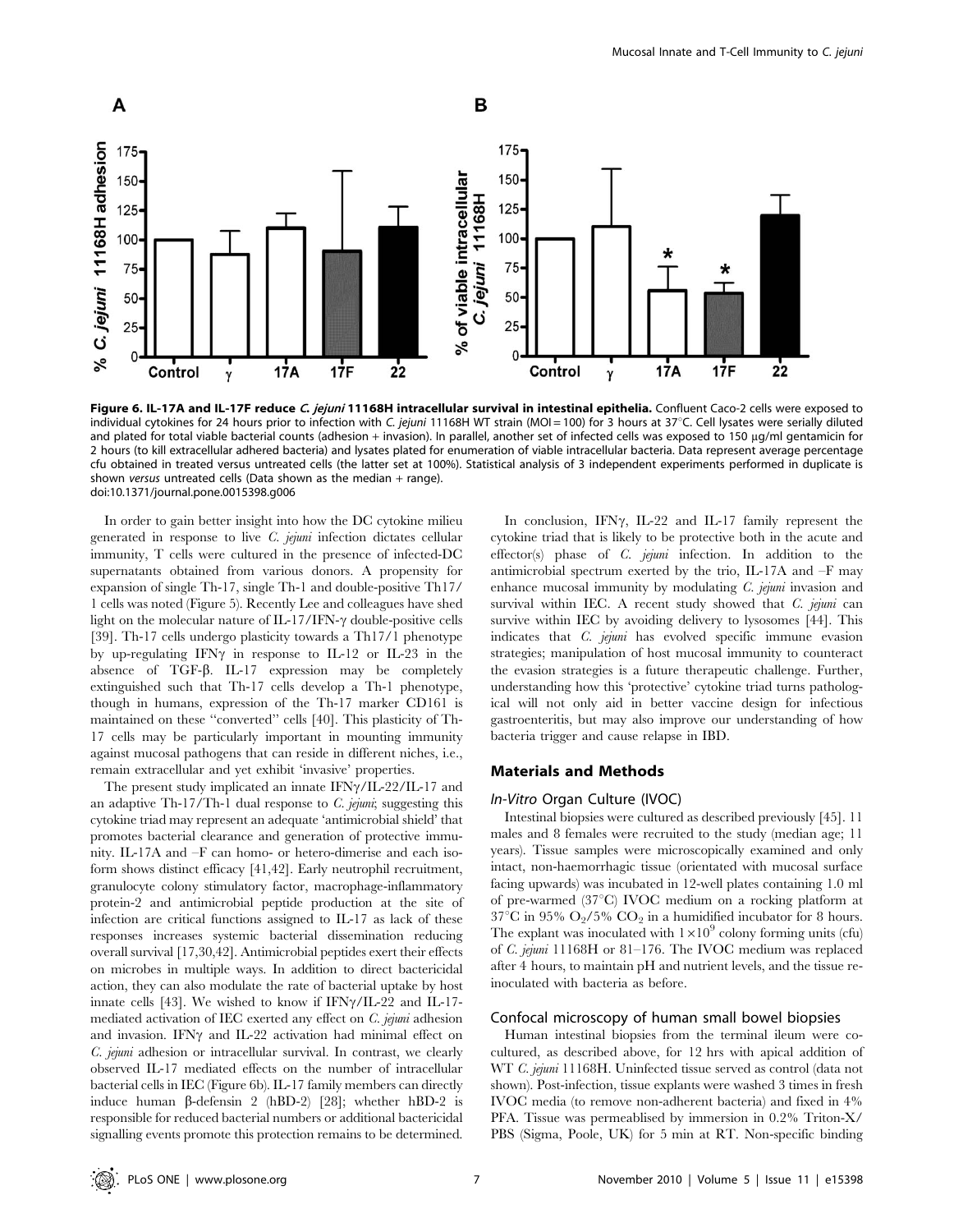**Figure 6. IL-17A and IL-17F reduce *C. jejuni* 11168H intracellular survival in intestinal epithelia.** Confluent Caco-2 cells were exposed to individual cytokines for 24 hours prior to infection with *C. jejuni* 11168H WT strain (MOI = 100) for 3 hours at 37°C. Cell lysates were serially diluted and plated for total viable bacterial counts (adhesion + invasion). In parallel, another set of infected cells was exposed to 150 µg/ml gentamicin for 2 hours (to kill extracellular adhered bacteria) and lysates plated for enumeration of viable intracellular bacteria. Data represent average percentage cfu obtained in treated versus untreated cells (the latter set at 100%). Statistical analysis of 3 independent experiments performed in duplicate is shown *versus* untreated cells (Data shown as the median + range).
doi:10.1371/journal.pone.0015398.g006

In order to gain better insight into how the DC cytokine milieu generated in response to live *C. jejuni* infection dictates cellular immunity, T cells were cultured in the presence of infected-DC supernatants obtained from various donors. A propensity for expansion of single Th-17, single Th-1 and double-positive Th17/1 cells was noted (Figure 5). Recently Lee and colleagues have shed light on the molecular nature of IL-17/IFN-γ double-positive cells [39]. Th-17 cells undergo plasticity towards a Th17/1 phenotype by up-regulating IFNγ in response to IL-12 or IL-23 in the absence of TGF-β. IL-17 expression may be completely extinguished such that Th-17 cells develop a Th-1 phenotype, though in humans, expression of the Th-17 marker CD161 is maintained on these "converted" cells [40]. This plasticity of Th-17 cells may be particularly important in mounting immunity against mucosal pathogens that can reside in different niches, i.e., remain extracellular and yet exhibit 'invasive' properties.

The present study implicated an innate IFNγ/IL-22/IL-17 and an adaptive Th-17/Th-1 dual response to *C. jejuni*; suggesting this cytokine triad may represent an adequate 'antimicrobial shield' that promotes bacterial clearance and generation of protective immunity. IL-17A and –F can homo- or hetero-dimerise and each isoform shows distinct efficacy [41,42]. Early neutrophil recruitment, granulocyte colony stimulatory factor, macrophage-inflammatory protein-2 and antimicrobial peptide production at the site of infection are critical functions assigned to IL-17 as lack of these responses increases systemic bacterial dissemination reducing overall survival [17,30,42]. Antimicrobial peptides exert their effects on microbes in multiple ways. In addition to direct bactericidal action, they can also modulate the rate of bacterial uptake by host innate cells [43]. We wished to know if IFNγ/IL-22 and IL-17-mediated activation of IEC exerted any effect on *C. jejuni* adhesion and invasion. IFNγ and IL-22 activation had minimal effect on *C. jejuni* adhesion or intracellular survival. In contrast, we clearly observed IL-17 mediated effects on the number of intracellular bacterial cells in IEC (Figure 6b). IL-17 family members can directly induce human β-defensin 2 (hBD-2) [28]; whether hBD-2 is responsible for reduced bacterial numbers or additional bactericidal signalling events promote this protection remains to be determined.

In conclusion, IFNγ, IL-22 and IL-17 family represent the cytokine triad that is likely to be protective both in the acute and effector(s) phase of *C. jejuni* infection. In addition to the antimicrobial spectrum exerted by the trio, IL-17A and –F may enhance mucosal immunity by modulating *C. jejuni* invasion and survival within IEC. A recent study showed that *C. jejuni* can survive within IEC by avoiding delivery to lysosomes [44]. This indicates that *C. jejuni* has evolved specific immune evasion strategies; manipulation of host mucosal immunity to counteract the evasion strategies is a future therapeutic challenge. Further, understanding how this 'protective' cytokine triad turns pathological will not only aid in better vaccine design for infectious gastroenteritis, but may also improve our understanding of how bacteria trigger and cause relapse in IBD.

## Materials and Methods

### *In-Vitro* Organ Culture (IVOC)

Intestinal biopsies were cultured as described previously [45]. 11 males and 8 females were recruited to the study (median age; 11 years). Tissue samples were microscopically examined and only intact, non-haemorrhagic tissue (orientated with mucosal surface facing upwards) was incubated in 12-well plates containing 1.0 ml of pre-warmed (37°C) IVOC medium on a rocking platform at 37°C in 95% $O_2$/5% $CO_2$ in a humidified incubator for 8 hours. The explant was inoculated with $1 \times 10^9$ colony forming units (cfu) of *C. jejuni* 11168H or 81–176. The IVOC medium was replaced after 4 hours, to maintain pH and nutrient levels, and the tissue re-inoculated with bacteria as before.

### Confocal microscopy of human small bowel biopsies

Human intestinal biopsies from the terminal ileum were co-cultured, as described above, for 12 hrs with apical addition of WT *C. jejuni* 11168H. Uninfected tissue served as control (data not shown). Post-infection, tissue explants were washed 3 times in fresh IVOC media (to remove non-adherent bacteria) and fixed in 4% PFA. Tissue was permeablised by immersion in 0.2% Triton-X/PBS (Sigma, Poole, UK) for 5 min at RT. Non-specific binding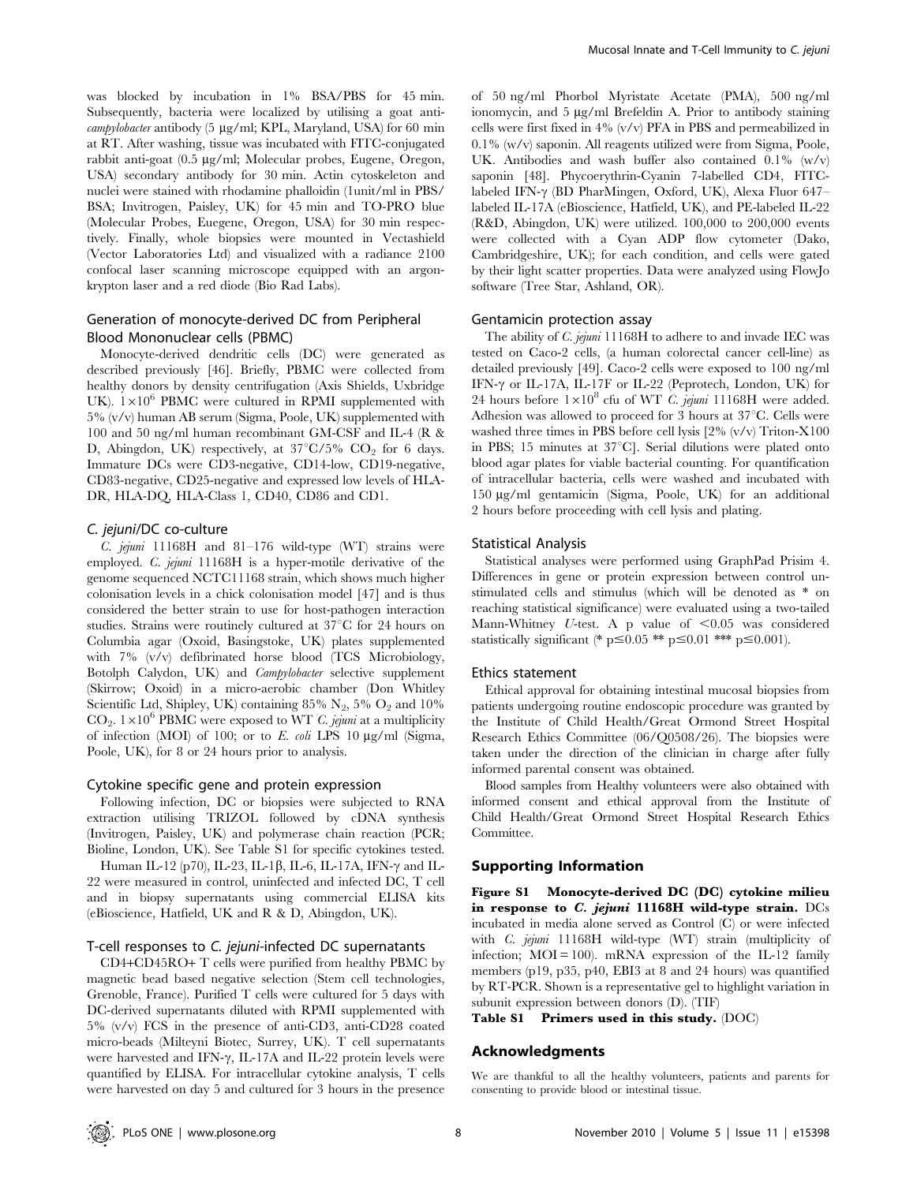was blocked by incubation in 1% BSA/PBS for 45 min. Subsequently, bacteria were localized by utilising a goat anti-*campylobacter* antibody (5 µg/ml; KPL, Maryland, USA) for 60 min at RT. After washing, tissue was incubated with FITC-conjugated rabbit anti-goat (0.5 µg/ml; Molecular probes, Eugene, Oregon, USA) secondary antibody for 30 min. Actin cytoskeleton and nuclei were stained with rhodamine phalloidin (1unit/ml in PBS/BSA; Invitrogen, Paisley, UK) for 45 min and TO-PRO blue (Molecular Probes, Euegene, Oregon, USA) for 30 min respectively. Finally, whole biopsies were mounted in Vectashield (Vector Laboratories Ltd) and visualized with a radiance 2100 confocal laser scanning microscope equipped with an argon-krypton laser and a red diode (Bio Rad Labs).

### Generation of monocyte-derived DC from Peripheral Blood Mononuclear cells (PBMC)

Monocyte-derived dendritic cells (DC) were generated as described previously [46]. Briefly, PBMC were collected from healthy donors by density centrifugation (Axis Shields, Uxbridge UK). $1\times10^6$ PBMC were cultured in RPMI supplemented with 5% (v/v) human AB serum (Sigma, Poole, UK) supplemented with 100 and 50 ng/ml human recombinant GM-CSF and IL-4 (R & D, Abingdon, UK) respectively, at 37°C/5% $CO_2$ for 6 days. Immature DCs were CD3-negative, CD14-low, CD19-negative, CD83-negative, CD25-negative and expressed low levels of HLA-DR, HLA-DQ, HLA-Class 1, CD40, CD86 and CD1.

### *C. jejuni*/DC co-culture

*C. jejuni* 11168H and 81–176 wild-type (WT) strains were employed. *C. jejuni* 11168H is a hyper-motile derivative of the genome sequenced NCTC11168 strain, which shows much higher colonisation levels in a chick colonisation model [47] and is thus considered the better strain to use for host-pathogen interaction studies. Strains were routinely cultured at 37°C for 24 hours on Columbia agar (Oxoid, Basingstoke, UK) plates supplemented with 7% (v/v) defibrinated horse blood (TCS Microbiology, Botolph Calydon, UK) and *Campylobacter* selective supplement (Skirrow; Oxoid) in a micro-aerobic chamber (Don Whitley Scientific Ltd, Shipley, UK) containing 85% $N_2$, 5% $O_2$ and 10% $CO_2$. $1\times10^6$ PBMC were exposed to WT *C. jejuni* at a multiplicity of infection (MOI) of 100; or to *E. coli* LPS 10 µg/ml (Sigma, Poole, UK), for 8 or 24 hours prior to analysis.

### Cytokine specific gene and protein expression

Following infection, DC or biopsies were subjected to RNA extraction utilising TRIZOL followed by cDNA synthesis (Invitrogen, Paisley, UK) and polymerase chain reaction (PCR; Bioline, London, UK). See Table S1 for specific cytokines tested.

Human IL-12 (p70), IL-23, IL-1β, IL-6, IL-17A, IFN-γ and IL-22 were measured in control, uninfected and infected DC, T cell and in biopsy supernatants using commercial ELISA kits (eBioscience, Hatfield, UK and R & D, Abingdon, UK).

### T-cell responses to *C. jejuni*-infected DC supernatants

CD4+CD45RO+ T cells were purified from healthy PBMC by magnetic bead based negative selection (Stem cell technologies, Grenoble, France). Purified T cells were cultured for 5 days with DC-derived supernatants diluted with RPMI supplemented with 5% (v/v) FCS in the presence of anti-CD3, anti-CD28 coated micro-beads (Milteyni Biotec, Surrey, UK). T cell supernatants were harvested and IFN-γ, IL-17A and IL-22 protein levels were quantified by ELISA. For intracellular cytokine analysis, T cells were harvested on day 5 and cultured for 3 hours in the presence of 50 ng/ml Phorbol Myristate Acetate (PMA), 500 ng/ml ionomycin, and 5 µg/ml Brefeldin A. Prior to antibody staining cells were first fixed in 4% (v/v) PFA in PBS and permeabilized in 0.1% (w/v) saponin. All reagents utilized were from Sigma, Poole, UK. Antibodies and wash buffer also contained 0.1% (w/v) saponin [48]. Phycoerythrin-Cyanin 7-labelled CD4, FITC-labeled IFN-γ (BD PharMingen, Oxford, UK), Alexa Fluor 647–labeled IL-17A (eBioscience, Hatfield, UK), and PE-labeled IL-22 (R&D, Abingdon, UK) were utilized. 100,000 to 200,000 events were collected with a Cyan ADP flow cytometer (Dako, Cambridgeshire, UK); for each condition, and cells were gated by their light scatter properties. Data were analyzed using FlowJo software (Tree Star, Ashland, OR).

### Gentamicin protection assay

The ability of *C. jejuni* 11168H to adhere to and invade IEC was tested on Caco-2 cells, (a human colorectal cancer cell-line) as detailed previously [49]. Caco-2 cells were exposed to 100 ng/ml IFN-γ or IL-17A, IL-17F or IL-22 (Peprotech, London, UK) for 24 hours before $1\times10^8$ cfu of WT *C. jejuni* 11168H were added. Adhesion was allowed to proceed for 3 hours at 37°C. Cells were washed three times in PBS before cell lysis [2% (v/v) Triton-X100 in PBS; 15 minutes at 37°C]. Serial dilutions were plated onto blood agar plates for viable bacterial counting. For quantification of intracellular bacteria, cells were washed and incubated with 150 µg/ml gentamicin (Sigma, Poole, UK) for an additional 2 hours before proceeding with cell lysis and plating.

### Statistical Analysis

Statistical analyses were performed using GraphPad Prisim 4. Differences in gene or protein expression between control unstimulated cells and stimulus (which will be denoted as * on reaching statistical significance) were evaluated using a two-tailed Mann-Whitney *U*-test. A p value of $<0.05$ was considered statistically significant (* $p\leq0.05$ ** $p\leq0.01$ *** $p\leq0.001$).

### Ethics statement

Ethical approval for obtaining intestinal mucosal biopsies from patients undergoing routine endoscopic procedure was granted by the Institute of Child Health/Great Ormond Street Hospital Research Ethics Committee (06/Q0508/26). The biopsies were taken under the direction of the clinician in charge after fully informed parental consent was obtained.

Blood samples from Healthy volunteers were also obtained with informed consent and ethical approval from the Institute of Child Health/Great Ormond Street Hospital Research Ethics Committee.

## Supporting Information

**Figure S1 Monocyte-derived DC (DC) cytokine milieu in response to *C. jejuni* 11168H wild-type strain.** DCs incubated in media alone served as Control (C) or were infected with *C. jejuni* 11168H wild-type (WT) strain (multiplicity of infection; MOI = 100). mRNA expression of the IL-12 family members (p19, p35, p40, EBI3 at 8 and 24 hours) was quantified by RT-PCR. Shown is a representative gel to highlight variation in subunit expression between donors (D). (TIF)

**Table S1 Primers used in this study.** (DOC)

## Acknowledgments

We are thankful to all the healthy volunteers, patients and parents for consenting to provide blood or intestinal tissue.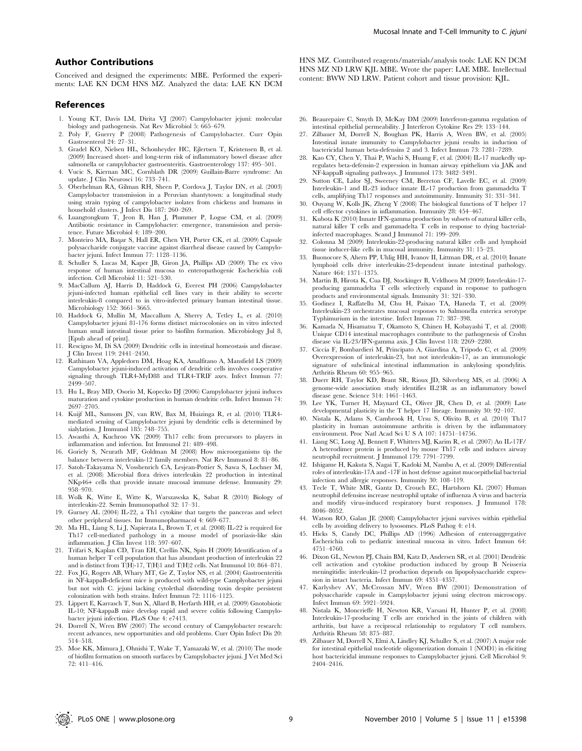## Author Contributions

Conceived and designed the experiments: MBE. Performed the experiments: LAE KN DCM HNS MZ. Analyzed the data: LAE KN DCM HNS MZ. Contributed reagents/materials/analysis tools: LAE KN DCM HNS MZ ND LRW KJL MBE. Wrote the paper: LAE MBE. Intellectual content: BWW ND LRW. Patient cohort and tissue provision: KJL.

## References

1. Young KT, Davis LM, Dirita VJ (2007) Campylobacter jejuni: molecular biology and pathogenesis. Nat Rev Microbiol 5: 665–679.
2. Poly F, Guerry P (2008) Pathogenesis of Campylobacter. Curr Opin Gastroenterol 24: 27–31.
3. Gradel KO, Nielsen HL, Schonheyder HC, Ejlertsen T, Kristensen B, et al. (2009) Increased short- and long-term risk of inflammatory bowel disease after salmonella or campylobacter gastroenteritis. Gastroenterology 137: 495–501.
4. Vucic S, Kiernan MC, Cornblath DR (2009) Guillain-Barre syndrome: An update. J Clin Neurosci 16: 733–741.
5. Oberhelman RA, Gilman RH, Sheen P, Cordova J, Taylor DN, et al. (2003) Campylobacter transmission in a Peruvian shantytown: a longitudinal study using strain typing of campylobacter isolates from chickens and humans in household clusters. J Infect Dis 187: 260–269.
6. Luangtongkum T, Jeon B, Han J, Plummer P, Logue CM, et al. (2009) Antibiotic resistance in Campylobacter: emergence, transmission and persistence. Future Microbiol 4: 189–200.
7. Monteiro MA, Baqar S, Hall ER, Chen YH, Porter CK, et al. (2009) Capsule polysaccharide conjugate vaccine against diarrheal disease caused by Campylobacter jejuni. Infect Immun 77: 1128–1136.
8. Schuller S, Lucas M, Kaper JB, Giron JA, Phillips AD (2009) The ex vivo response of human intestinal mucosa to enteropathogenic Escherichia coli infection. Cell Microbiol 11: 521–530.
9. MacCallum AJ, Harris D, Haddock G, Everest PH (2006) Campylobacter jejuni-infected human epithelial cell lines vary in their ability to secrete interleukin-8 compared to in vitro-infected primary human intestinal tissue. Microbiology 152: 3661–3665.
10. Haddock G, Mullin M, Maccallum A, Sherry A, Tetley L, et al. (2010) Campylobacter jejuni 81-176 forms distinct microcolonies on in vitro infected human small intestinal tissue prior to biofilm formation. Microbiology Jul 8, [Epub ahead of print].
11. Rescigno M, Di SA (2009) Dendritic cells in intestinal homeostasis and disease. J Clin Invest 119: 2441–2450.
12. Rathinam VA, Appledorn DM, Hoag KA, Amalfitano A, Mansfield LS (2009) Campylobacter jejuni-induced activation of dendritic cells involves cooperative signaling through TLR4-MyD88 and TLR4-TRIF axes. Infect Immun 77: 2499–507.
13. Hu L, Bray MD, Osorio M, Kopecko DJ (2006) Campylobacter jejuni induces maturation and cytokine production in human dendritic cells. Infect Immun 74: 2697–2705.
14. Kuijf ML, Samsom JN, van RW, Bax M, Huizinga R, et al. (2010) TLR4-mediated sensing of Campylobacter jejuni by dendritic cells is determined by sialylation. J Immunol 185: 748–755.
15. Awasthi A, Kuchroo VK (2009) Th17 cells: from precursors to players in inflammation and infection. Int Immunol 21: 489–498.
16. Goriely S, Neurath MF, Goldman M (2008) How microorganisms tip the balance between interleukin-12 family members. Nat Rev Immunol 8: 81–86.
17. Satoh-Takayama N, Vosshenrich CA, Lesjean-Pottier S, Sawa S, Lochner M, et al. (2008) Microbial flora drives interleukin 22 production in intestinal NKp46+ cells that provide innate mucosal immune defense. Immunity 29: 958–970.
18. Wolk K, Witte E, Witte K, Warszawska K, Sabat R (2010) Biology of interleukin-22. Semin Immunopathol 32: 17–31.
19. Gurney AL (2004) IL-22, a Th1 cytokine that targets the pancreas and select other peripheral tissues. Int Immunopharmacol 4: 669–677.
20. Ma HL, Liang S, Li J, Napierata L, Brown T, et al. (2008) IL-22 is required for Th17 cell-mediated pathology in a mouse model of psoriasis-like skin inflammation. J Clin Invest 118: 597–607.
21. Trifari S, Kaplan CD, Tran EH, Crellin NK, Spits H (2009) Identification of a human helper T cell population that has abundant production of interleukin 22 and is distinct from T(H)-17, T(H)1 and T(H)2 cells. Nat Immunol 10: 864–871.
22. Fox JG, Rogers AB, Whary MT, Ge Z, Taylor NS, et al. (2004) Gastroenteritis in NF-kappaB-deficient mice is produced with wild-type Camplyobacter jejuni but not with C. jejuni lacking cytolethal distending toxin despite persistent colonization with both strains. Infect Immun 72: 1116–1125.
23. Lippert E, Karrasch T, Sun X, Allard B, Herfarth HH, et al. (2009) Gnotobiotic IL-10; NF-kappaB mice develop rapid and severe colitis following Campylobacter jejuni infection. PLoS One 4: e7413.
24. Dorrell N, Wren BW (2007) The second century of Campylobacter research: recent advances, new opportunities and old problems. Curr Opin Infect Dis 20: 514–518.
25. Moe KK, Mimura J, Ohnishi T, Wake T, Yamazaki W, et al. (2010) The mode of biofilm formation on smooth surfaces by Campylobacter jejuni. J Vet Med Sci 72: 411–416.
26. Beaurepaire C, Smyth D, McKay DM (2009) Interferon-gamma regulation of intestinal epithelial permeability. J Interferon Cytokine Res 29: 133–144.
27. Zilbauer M, Dorrell N, Boughan PK, Harris A, Wren BW, et al. (2005) Intestinal innate immunity to Campylobacter jejuni results in induction of bactericidal human beta-defensins 2 and 3. Infect Immun 73: 7281–7289.
28. Kao CY, Chen Y, Thai P, Wachi S, Huang F, et al. (2004) IL-17 markedly up-regulates beta-defensin-2 expression in human airway epithelium via JAK and NF-kappaB signaling pathways. J Immunol 173: 3482–3491.
29. Sutton CE, Lalor SJ, Sweeney CM, Brereton CF, Lavelle EC, et al. (2009) Interleukin-1 and IL-23 induce innate IL-17 production from gammadelta T cells, amplifying Th17 responses and autoimmunity. Immunity 31: 331–341.
30. Ouyang W, Kolls JK, Zheng Y (2008) The biological functions of T helper 17 cell effector cytokines in inflammation. Immunity 28: 454–467.
31. Kubota K (2010) Innate IFN-gamma production by subsets of natural killer cells, natural killer T cells and gammadelta T cells in response to dying bacterial-infected macrophages. Scand J Immunol 71: 199–209.
32. Colonna M (2009) Interleukin-22-producing natural killer cells and lymphoid tissue inducer-like cells in mucosal immunity. Immunity 31: 15–23.
33. Buonocore S, Ahern PP, Uhlig HH, Ivanov II, Littman DR, et al. (2010) Innate lymphoid cells drive interleukin-23-dependent innate intestinal pathology. Nature 464: 1371–1375.
34. Martin B, Hirota K, Cua DJ, Stockinger B, Veldhoen M (2009) Interleukin-17-producing gammadelta T cells selectively expand in response to pathogen products and environmental signals. Immunity 31: 321–330.
35. Godinez I, Raffatellu M, Chu H, Paixao TA, Haneda T, et al. (2009) Interleukin-23 orchestrates mucosal responses to Salmonella enterica serotype Typhimurium in the intestine. Infect Immun 77: 387–398.
36. Kamada N, Hisamatsu T, Okamoto S, Chinen H, Kobayashi T, et al. (2008) Unique CD14 intestinal macrophages contribute to the pathogenesis of Crohn disease via IL-23/IFN-gamma axis. J Clin Invest 118: 2269–2280.
37. Ciccia F, Bombardieri M, Principato A, Giardina A, Tripodo C, et al. (2009) Overexpression of interleukin-23, but not interleukin-17, as an immunologic signature of subclinical intestinal inflammation in ankylosing spondylitis. Arthritis Rheum 60: 955–965.
38. Duerr RH, Taylor KD, Brant SR, Rioux JD, Silverberg MS, et al. (2006) A genome-wide association study identifies IL23R as an inflammatory bowel disease gene. Science 314: 1461–1463.
39. Lee YK, Turner H, Maynard CL, Oliver JR, Chen D, et al. (2009) Late developmental plasticity in the T helper 17 lineage. Immunity 30: 92–107.
40. Nistala K, Adams S, Cambrook H, Ursu S, Olivito B, et al. (2010) Th17 plasticity in human autoimmune arthritis is driven by the inflammatory environment. Proc Natl Acad Sci U S A 107: 14751–14756.
41. Liang SC, Long AJ, Bennett F, Whitters MJ, Karim R, et al. (2007) An IL-17F/A heterodimer protein is produced by mouse Th17 cells and induces airway neutrophil recruitment. J Immunol 179: 7791–7799.
42. Ishigame H, Kakuta S, Nagai T, Kadoki M, Nambu A, et al. (2009) Differential roles of interleukin-17A and -17F in host defense against mucoepithelial bacterial infection and allergic responses. Immunity 30: 108–119.
43. Tecle T, White MR, Gantz D, Crouch EC, Hartshorn KL (2007) Human neutrophil defensins increase neutrophil uptake of influenza A virus and bacteria and modify virus-induced respiratory burst responses. J Immunol 178: 8046–8052.
44. Watson RO, Galan JE (2008) Campylobacter jejuni survives within epithelial cells by avoiding delivery to lysosomes. PLoS Pathog 4: e14.
45. Hicks S, Candy DC, Phillips AD (1996) Adhesion of enteroaggregative Escherichia coli to pediatric intestinal mucosa in vitro. Infect Immun 64: 4751–4760.
46. Dixon GL, Newton PJ, Chain BM, Katz D, Andersen SR, et al. (2001) Dendritic cell activation and cytokine production induced by group B Neisseria meningitidis: interleukin-12 production depends on lipopolysaccharide expression in intact bacteria. Infect Immun 69: 4351–4357.
47. Karlyshev AV, McCrossan MV, Wren BW (2001) Demonstration of polysaccharide capsule in Campylobacter jejuni using electron microscopy. Infect Immun 69: 5921–5924.
48. Nistala K, Moncrieffe H, Newton KR, Varsani H, Hunter P, et al. (2008) Interleukin-17-producing T cells are enriched in the joints of children with arthritis, but have a reciprocal relationship to regulatory T cell numbers. Arthritis Rheum 58: 875–887.
49. Zilbauer M, Dorrell N, Elmi A, Lindley KJ, Schuller S, et al. (2007) A major role for intestinal epithelial nucleotide oligomerization domain 1 (NOD1) in eliciting host bactericidal immune responses to Campylobacter jejuni. Cell Microbiol 9: 2404–2416.